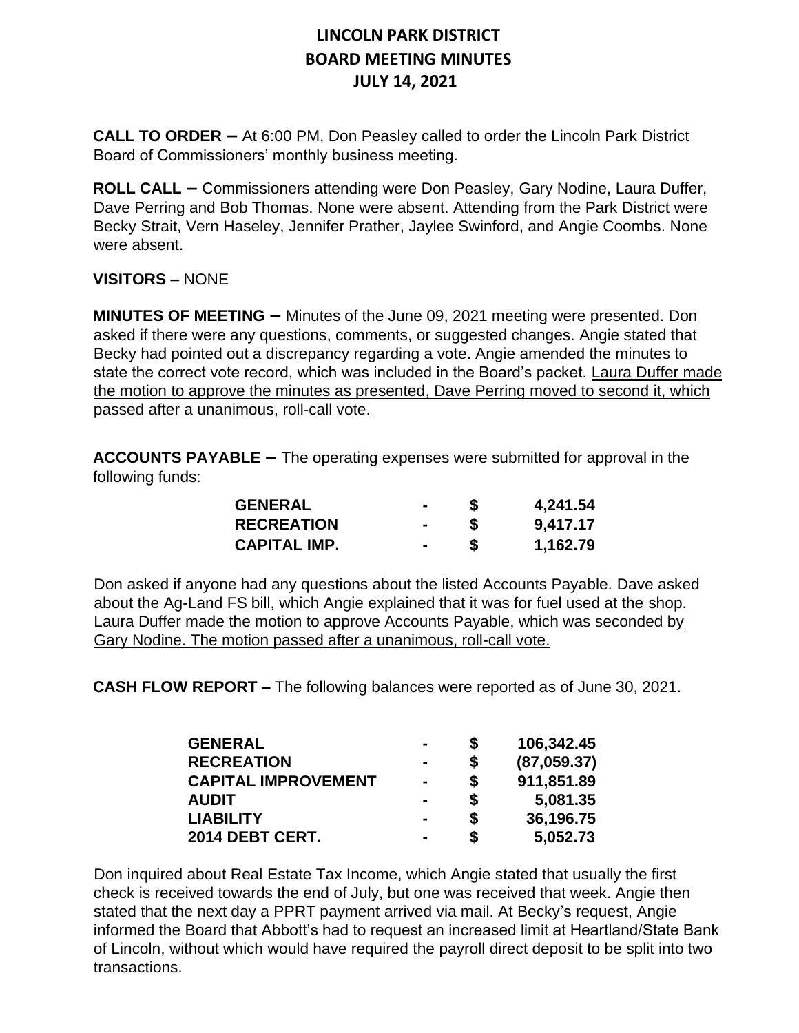# LINCOLN PARK DISTRICT
# BOARD MEETING MINUTES
# JULY 14, 2021

**CALL TO ORDER –** At 6:00 PM, Don Peasley called to order the Lincoln Park District Board of Commissioners' monthly business meeting.

**ROLL CALL –** Commissioners attending were Don Peasley, Gary Nodine, Laura Duffer, Dave Perring and Bob Thomas. None were absent. Attending from the Park District were Becky Strait, Vern Haseley, Jennifer Prather, Jaylee Swinford, and Angie Coombs. None were absent.

**VISITORS –** NONE

**MINUTES OF MEETING –** Minutes of the June 09, 2021 meeting were presented. Don asked if there were any questions, comments, or suggested changes. Angie stated that Becky had pointed out a discrepancy regarding a vote. Angie amended the minutes to state the correct vote record, which was included in the Board's packet. <u>Laura Duffer made the motion to approve the minutes as presented, Dave Perring moved to second it, which passed after a unanimous, roll-call vote.</u>

**ACCOUNTS PAYABLE –** The operating expenses were submitted for approval in the following funds:

| | | | |
|---|---|---|---|
| **GENERAL** | **-** | **$** | **4,241.54** |
| **RECREATION** | **-** | **$** | **9,417.17** |
| **CAPITAL IMP.** | **-** | **$** | **1,162.79** |

Don asked if anyone had any questions about the listed Accounts Payable. Dave asked about the Ag-Land FS bill, which Angie explained that it was for fuel used at the shop. <u>Laura Duffer made the motion to approve Accounts Payable, which was seconded by Gary Nodine. The motion passed after a unanimous, roll-call vote.</u>

**CASH FLOW REPORT –** The following balances were reported as of June 30, 2021.

| | | | |
|---|---|---|---|
| **GENERAL** | **-** | **$** | **106,342.45** |
| **RECREATION** | **-** | **$** | **(87,059.37)** |
| **CAPITAL IMPROVEMENT** | **-** | **$** | **911,851.89** |
| **AUDIT** | **-** | **$** | **5,081.35** |
| **LIABILITY** | **-** | **$** | **36,196.75** |
| **2014 DEBT CERT.** | **-** | **$** | **5,052.73** |

Don inquired about Real Estate Tax Income, which Angie stated that usually the first check is received towards the end of July, but one was received that week. Angie then stated that the next day a PPRT payment arrived via mail. At Becky's request, Angie informed the Board that Abbott's had to request an increased limit at Heartland/State Bank of Lincoln, without which would have required the payroll direct deposit to be split into two transactions.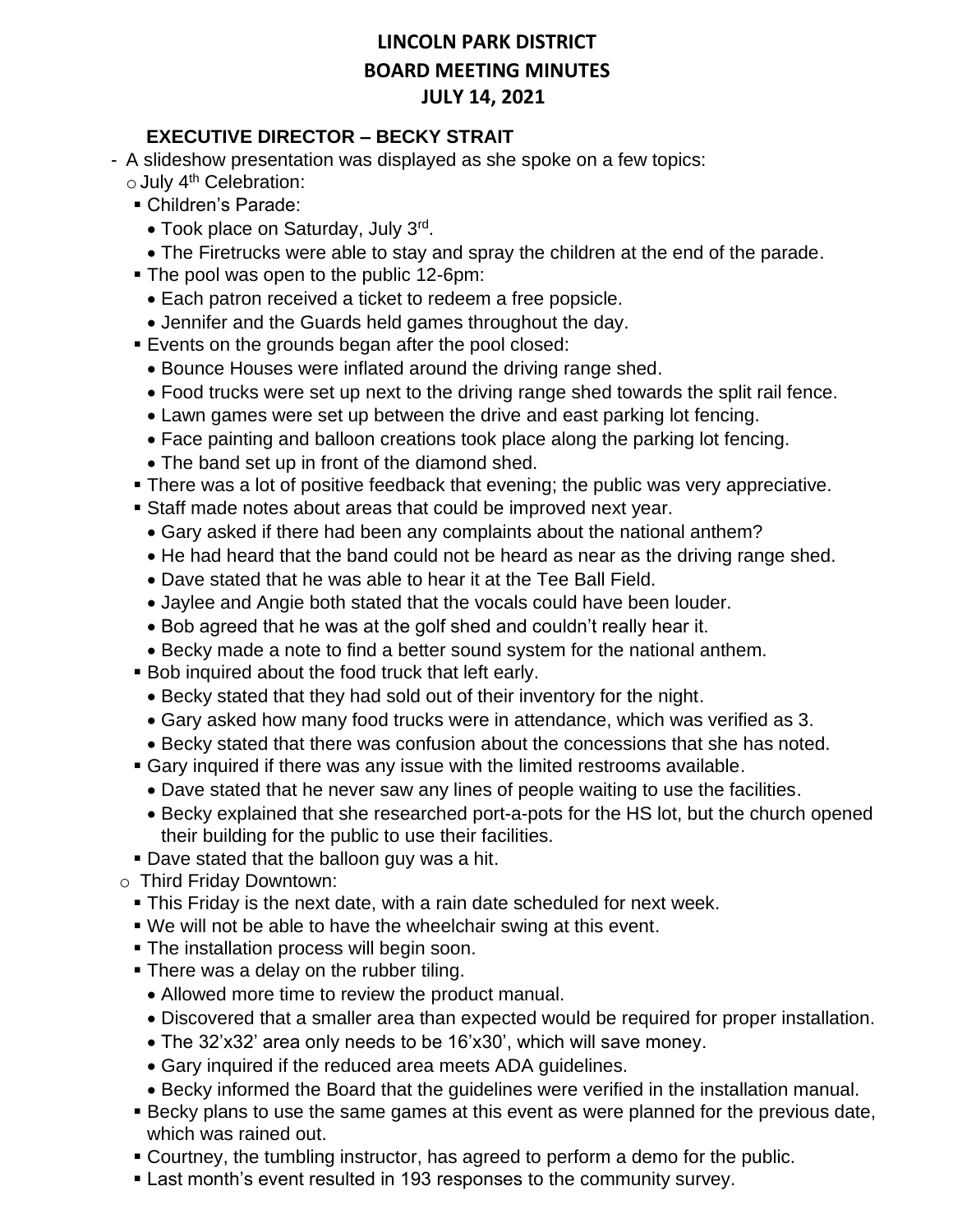# LINCOLN PARK DISTRICT
## BOARD MEETING MINUTES
## JULY 14, 2021

### EXECUTIVE DIRECTOR – BECKY STRAIT

- A slideshow presentation was displayed as she spoke on a few topics:
  - July 4th Celebration:
    - Children's Parade:
      - Took place on Saturday, July 3rd.
      - The Firetrucks were able to stay and spray the children at the end of the parade.
    - The pool was open to the public 12-6pm:
      - Each patron received a ticket to redeem a free popsicle.
      - Jennifer and the Guards held games throughout the day.
    - Events on the grounds began after the pool closed:
      - Bounce Houses were inflated around the driving range shed.
      - Food trucks were set up next to the driving range shed towards the split rail fence.
      - Lawn games were set up between the drive and east parking lot fencing.
      - Face painting and balloon creations took place along the parking lot fencing.
      - The band set up in front of the diamond shed.
    - There was a lot of positive feedback that evening; the public was very appreciative.
    - Staff made notes about areas that could be improved next year.
      - Gary asked if there had been any complaints about the national anthem?
      - He had heard that the band could not be heard as near as the driving range shed.
      - Dave stated that he was able to hear it at the Tee Ball Field.
      - Jaylee and Angie both stated that the vocals could have been louder.
      - Bob agreed that he was at the golf shed and couldn't really hear it.
      - Becky made a note to find a better sound system for the national anthem.
    - Bob inquired about the food truck that left early.
      - Becky stated that they had sold out of their inventory for the night.
      - Gary asked how many food trucks were in attendance, which was verified as 3.
      - Becky stated that there was confusion about the concessions that she has noted.
    - Gary inquired if there was any issue with the limited restrooms available.
      - Dave stated that he never saw any lines of people waiting to use the facilities.
      - Becky explained that she researched port-a-pots for the HS lot, but the church opened their building for the public to use their facilities.
    - Dave stated that the balloon guy was a hit.
  - Third Friday Downtown:
    - This Friday is the next date, with a rain date scheduled for next week.
    - We will not be able to have the wheelchair swing at this event.
    - The installation process will begin soon.
    - There was a delay on the rubber tiling.
      - Allowed more time to review the product manual.
      - Discovered that a smaller area than expected would be required for proper installation.
      - The 32'x32' area only needs to be 16'x30', which will save money.
      - Gary inquired if the reduced area meets ADA guidelines.
      - Becky informed the Board that the guidelines were verified in the installation manual.
    - Becky plans to use the same games at this event as were planned for the previous date, which was rained out.
    - Courtney, the tumbling instructor, has agreed to perform a demo for the public.
    - Last month's event resulted in 193 responses to the community survey.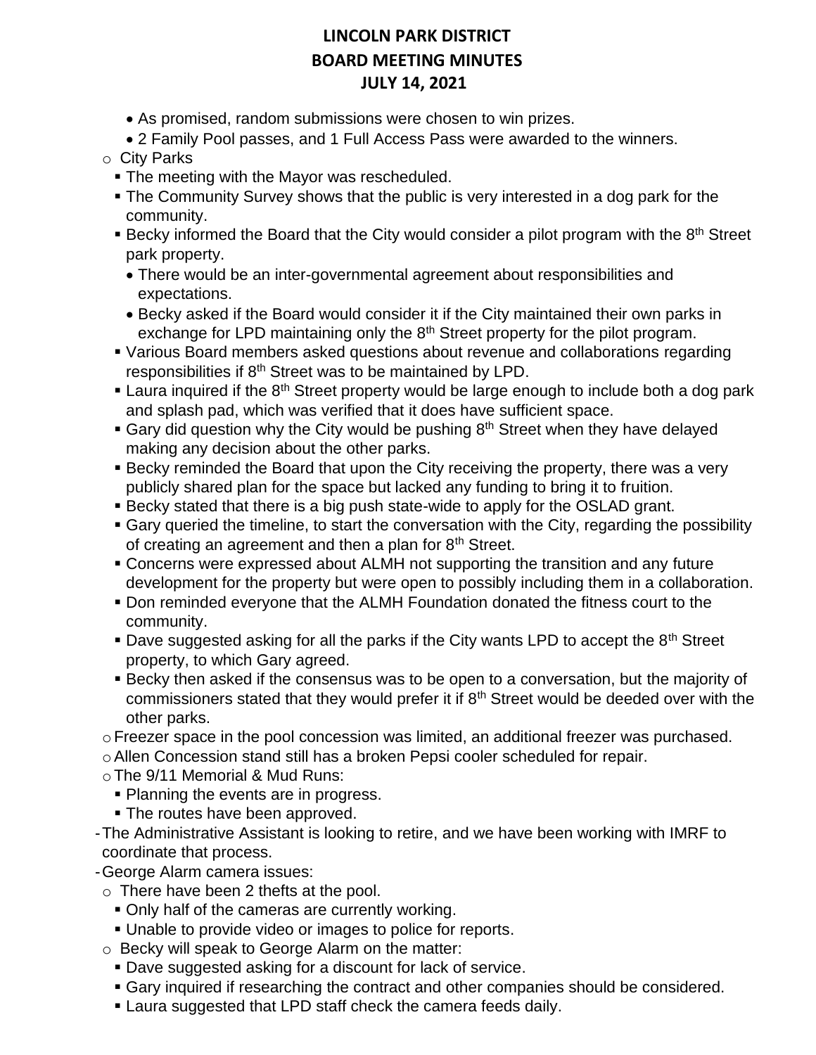# LINCOLN PARK DISTRICT
## BOARD MEETING MINUTES
## JULY 14, 2021

- As promised, random submissions were chosen to win prizes.
- 2 Family Pool passes, and 1 Full Access Pass were awarded to the winners.

- City Parks
  - The meeting with the Mayor was rescheduled.
  - The Community Survey shows that the public is very interested in a dog park for the community.
  - Becky informed the Board that the City would consider a pilot program with the 8th Street park property.
    - There would be an inter-governmental agreement about responsibilities and expectations.
    - Becky asked if the Board would consider it if the City maintained their own parks in exchange for LPD maintaining only the 8th Street property for the pilot program.
  - Various Board members asked questions about revenue and collaborations regarding responsibilities if 8th Street was to be maintained by LPD.
  - Laura inquired if the 8th Street property would be large enough to include both a dog park and splash pad, which was verified that it does have sufficient space.
  - Gary did question why the City would be pushing 8th Street when they have delayed making any decision about the other parks.
  - Becky reminded the Board that upon the City receiving the property, there was a very publicly shared plan for the space but lacked any funding to bring it to fruition.
  - Becky stated that there is a big push state-wide to apply for the OSLAD grant.
  - Gary queried the timeline, to start the conversation with the City, regarding the possibility of creating an agreement and then a plan for 8th Street.
  - Concerns were expressed about ALMH not supporting the transition and any future development for the property but were open to possibly including them in a collaboration.
  - Don reminded everyone that the ALMH Foundation donated the fitness court to the community.
  - Dave suggested asking for all the parks if the City wants LPD to accept the 8th Street property, to which Gary agreed.
  - Becky then asked if the consensus was to be open to a conversation, but the majority of commissioners stated that they would prefer it if 8th Street would be deeded over with the other parks.
- Freezer space in the pool concession was limited, an additional freezer was purchased.
- Allen Concession stand still has a broken Pepsi cooler scheduled for repair.
- The 9/11 Memorial & Mud Runs:
  - Planning the events are in progress.
  - The routes have been approved.

- The Administrative Assistant is looking to retire, and we have been working with IMRF to coordinate that process.
- George Alarm camera issues:
  - There have been 2 thefts at the pool.
    - Only half of the cameras are currently working.
    - Unable to provide video or images to police for reports.
  - Becky will speak to George Alarm on the matter:
    - Dave suggested asking for a discount for lack of service.
    - Gary inquired if researching the contract and other companies should be considered.
    - Laura suggested that LPD staff check the camera feeds daily.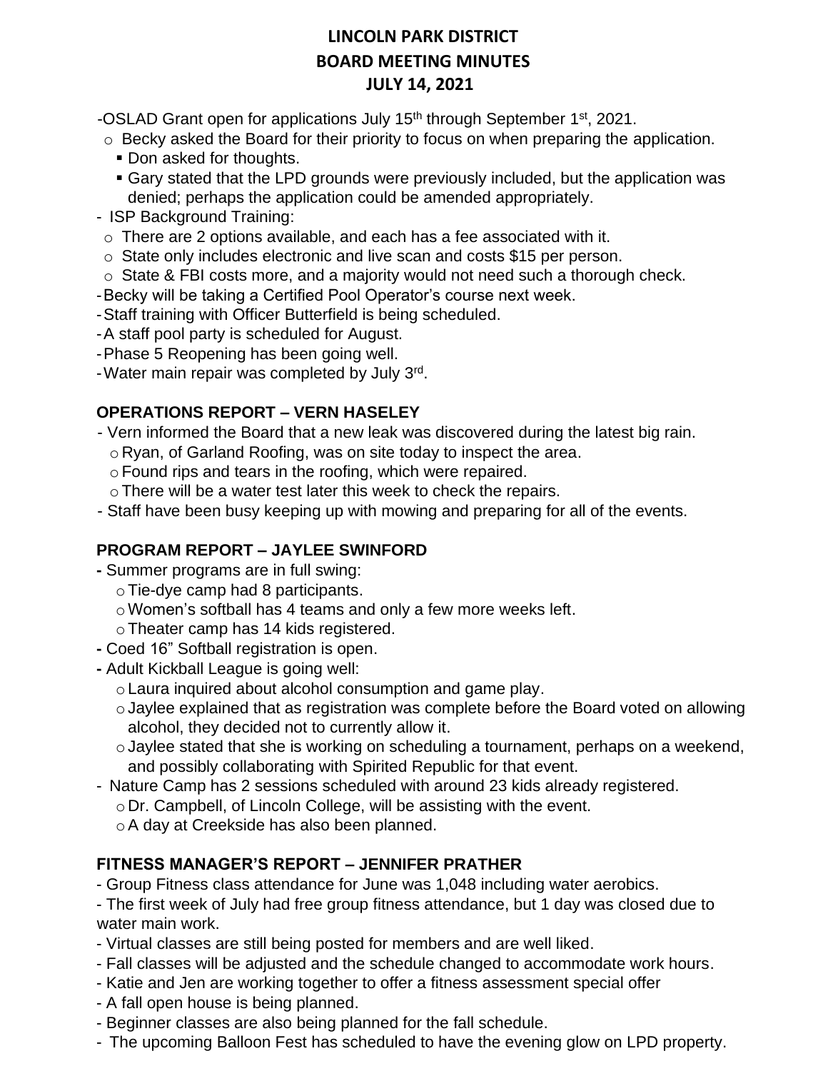**LINCOLN PARK DISTRICT**
**BOARD MEETING MINUTES**
**JULY 14, 2021**

- OSLAD Grant open for applications July 15th through September 1st, 2021.
  - Becky asked the Board for their priority to focus on when preparing the application.
    - Don asked for thoughts.
    - Gary stated that the LPD grounds were previously included, but the application was denied; perhaps the application could be amended appropriately.
- ISP Background Training:
  - There are 2 options available, and each has a fee associated with it.
  - State only includes electronic and live scan and costs $15 per person.
  - State & FBI costs more, and a majority would not need such a thorough check.
- Becky will be taking a Certified Pool Operator's course next week.
- Staff training with Officer Butterfield is being scheduled.
- A staff pool party is scheduled for August.
- Phase 5 Reopening has been going well.
- Water main repair was completed by July 3rd.

### OPERATIONS REPORT – VERN HASELEY

- Vern informed the Board that a new leak was discovered during the latest big rain.
  - Ryan, of Garland Roofing, was on site today to inspect the area.
  - Found rips and tears in the roofing, which were repaired.
  - There will be a water test later this week to check the repairs.
- Staff have been busy keeping up with mowing and preparing for all of the events.

### PROGRAM REPORT – JAYLEE SWINFORD

- Summer programs are in full swing:
  - Tie-dye camp had 8 participants.
  - Women's softball has 4 teams and only a few more weeks left.
  - Theater camp has 14 kids registered.
- Coed 16" Softball registration is open.
- Adult Kickball League is going well:
  - Laura inquired about alcohol consumption and game play.
  - Jaylee explained that as registration was complete before the Board voted on allowing alcohol, they decided not to currently allow it.
  - Jaylee stated that she is working on scheduling a tournament, perhaps on a weekend, and possibly collaborating with Spirited Republic for that event.
- Nature Camp has 2 sessions scheduled with around 23 kids already registered.
  - Dr. Campbell, of Lincoln College, will be assisting with the event.
  - A day at Creekside has also been planned.

### FITNESS MANAGER'S REPORT – JENNIFER PRATHER

- Group Fitness class attendance for June was 1,048 including water aerobics.
- The first week of July had free group fitness attendance, but 1 day was closed due to water main work.
- Virtual classes are still being posted for members and are well liked.
- Fall classes will be adjusted and the schedule changed to accommodate work hours.
- Katie and Jen are working together to offer a fitness assessment special offer
- A fall open house is being planned.
- Beginner classes are also being planned for the fall schedule.
- The upcoming Balloon Fest has scheduled to have the evening glow on LPD property.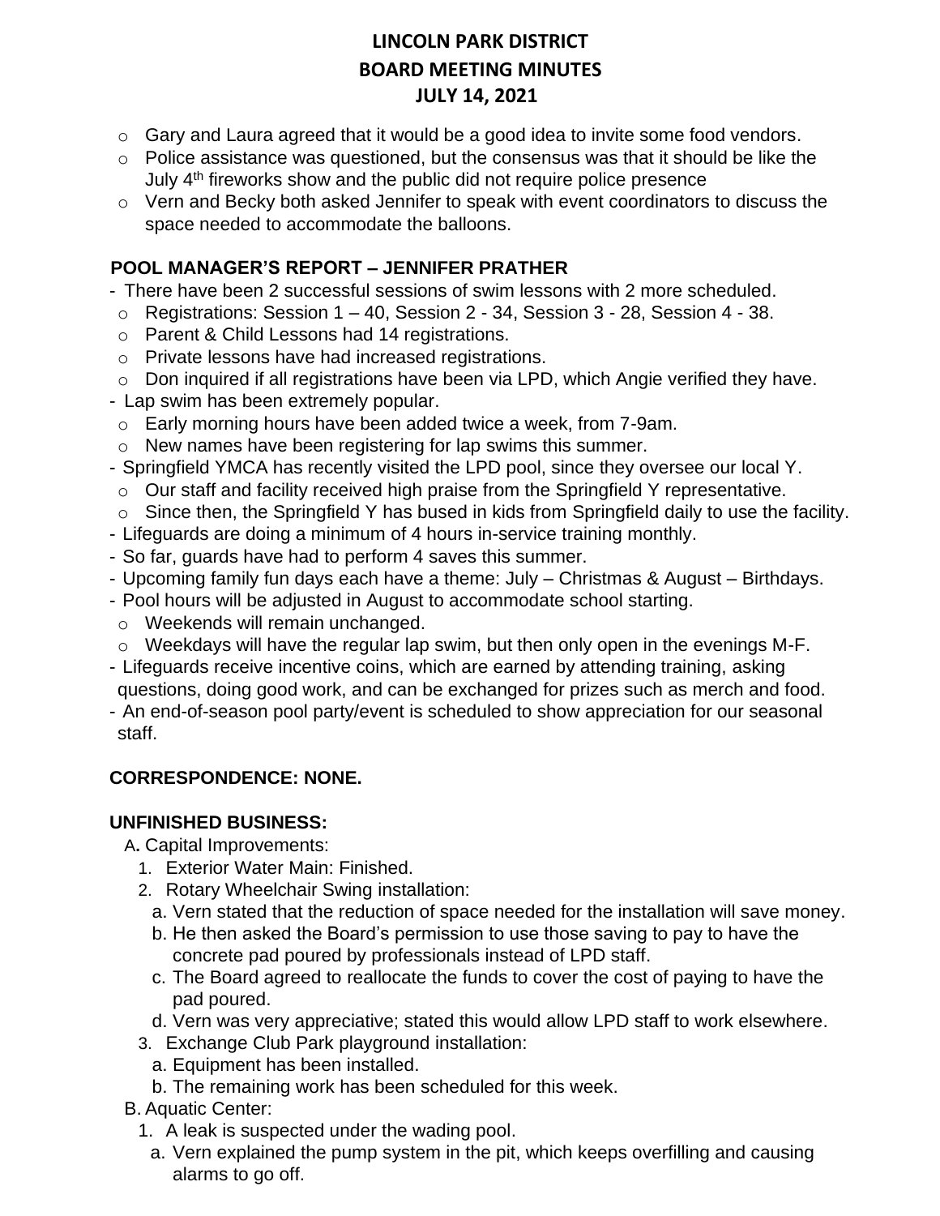# LINCOLN PARK DISTRICT
# BOARD MEETING MINUTES
# JULY 14, 2021

- Gary and Laura agreed that it would be a good idea to invite some food vendors.
- Police assistance was questioned, but the consensus was that it should be like the July 4th fireworks show and the public did not require police presence
- Vern and Becky both asked Jennifer to speak with event coordinators to discuss the space needed to accommodate the balloons.

## POOL MANAGER'S REPORT – JENNIFER PRATHER

- There have been 2 successful sessions of swim lessons with 2 more scheduled.
  - Registrations: Session 1 – 40, Session 2 - 34, Session 3 - 28, Session 4 - 38.
  - Parent & Child Lessons had 14 registrations.
  - Private lessons have had increased registrations.
  - Don inquired if all registrations have been via LPD, which Angie verified they have.
- Lap swim has been extremely popular.
  - Early morning hours have been added twice a week, from 7-9am.
  - New names have been registering for lap swims this summer.
- Springfield YMCA has recently visited the LPD pool, since they oversee our local Y.
  - Our staff and facility received high praise from the Springfield Y representative.
  - Since then, the Springfield Y has bused in kids from Springfield daily to use the facility.
- Lifeguards are doing a minimum of 4 hours in-service training monthly.
- So far, guards have had to perform 4 saves this summer.
- Upcoming family fun days each have a theme: July – Christmas & August – Birthdays.
- Pool hours will be adjusted in August to accommodate school starting.
  - Weekends will remain unchanged.
  - Weekdays will have the regular lap swim, but then only open in the evenings M-F.
- Lifeguards receive incentive coins, which are earned by attending training, asking questions, doing good work, and can be exchanged for prizes such as merch and food.
- An end-of-season pool party/event is scheduled to show appreciation for our seasonal staff.

## CORRESPONDENCE: NONE.

## UNFINISHED BUSINESS:

A. Capital Improvements:

1. Exterior Water Main: Finished.
2. Rotary Wheelchair Swing installation:
   a. Vern stated that the reduction of space needed for the installation will save money.
   b. He then asked the Board's permission to use those saving to pay to have the concrete pad poured by professionals instead of LPD staff.
   c. The Board agreed to reallocate the funds to cover the cost of paying to have the pad poured.
   d. Vern was very appreciative; stated this would allow LPD staff to work elsewhere.
3. Exchange Club Park playground installation:
   a. Equipment has been installed.
   b. The remaining work has been scheduled for this week.

B. Aquatic Center:

1. A leak is suspected under the wading pool.
   a. Vern explained the pump system in the pit, which keeps overfilling and causing alarms to go off.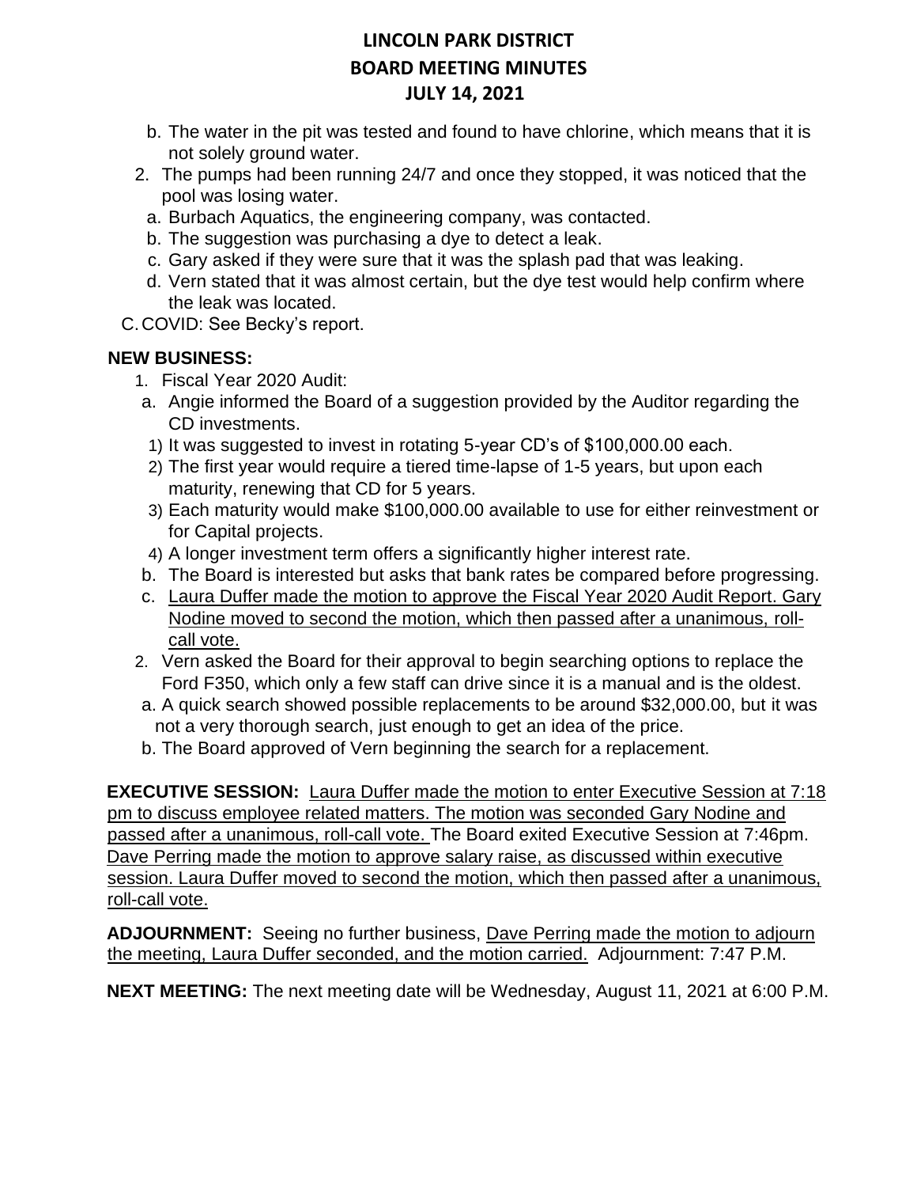# LINCOLN PARK DISTRICT
## BOARD MEETING MINUTES
## JULY 14, 2021

   b. The water in the pit was tested and found to have chlorine, which means that it is not solely ground water.

2. The pumps had been running 24/7 and once they stopped, it was noticed that the pool was losing water.
   a. Burbach Aquatics, the engineering company, was contacted.
   b. The suggestion was purchasing a dye to detect a leak.
   c. Gary asked if they were sure that it was the splash pad that was leaking.
   d. Vern stated that it was almost certain, but the dye test would help confirm where the leak was located.

C. COVID: See Becky's report.

**NEW BUSINESS:**

1. Fiscal Year 2020 Audit:
   a. Angie informed the Board of a suggestion provided by the Auditor regarding the CD investments.
      1) It was suggested to invest in rotating 5-year CD's of $100,000.00 each.
      2) The first year would require a tiered time-lapse of 1-5 years, but upon each maturity, renewing that CD for 5 years.
      3) Each maturity would make $100,000.00 available to use for either reinvestment or for Capital projects.
      4) A longer investment term offers a significantly higher interest rate.
   b. The Board is interested but asks that bank rates be compared before progressing.
   c. Laura Duffer made the motion to approve the Fiscal Year 2020 Audit Report. Gary Nodine moved to second the motion, which then passed after a unanimous, roll-call vote.
2. Vern asked the Board for their approval to begin searching options to replace the Ford F350, which only a few staff can drive since it is a manual and is the oldest.
   a. A quick search showed possible replacements to be around $32,000.00, but it was not a very thorough search, just enough to get an idea of the price.
   b. The Board approved of Vern beginning the search for a replacement.

**EXECUTIVE SESSION:** Laura Duffer made the motion to enter Executive Session at 7:18 pm to discuss employee related matters. The motion was seconded Gary Nodine and passed after a unanimous, roll-call vote. The Board exited Executive Session at 7:46pm. Dave Perring made the motion to approve salary raise, as discussed within executive session. Laura Duffer moved to second the motion, which then passed after a unanimous, roll-call vote.

**ADJOURNMENT:** Seeing no further business, Dave Perring made the motion to adjourn the meeting, Laura Duffer seconded, and the motion carried. Adjournment: 7:47 P.M.

**NEXT MEETING:** The next meeting date will be Wednesday, August 11, 2021 at 6:00 P.M.